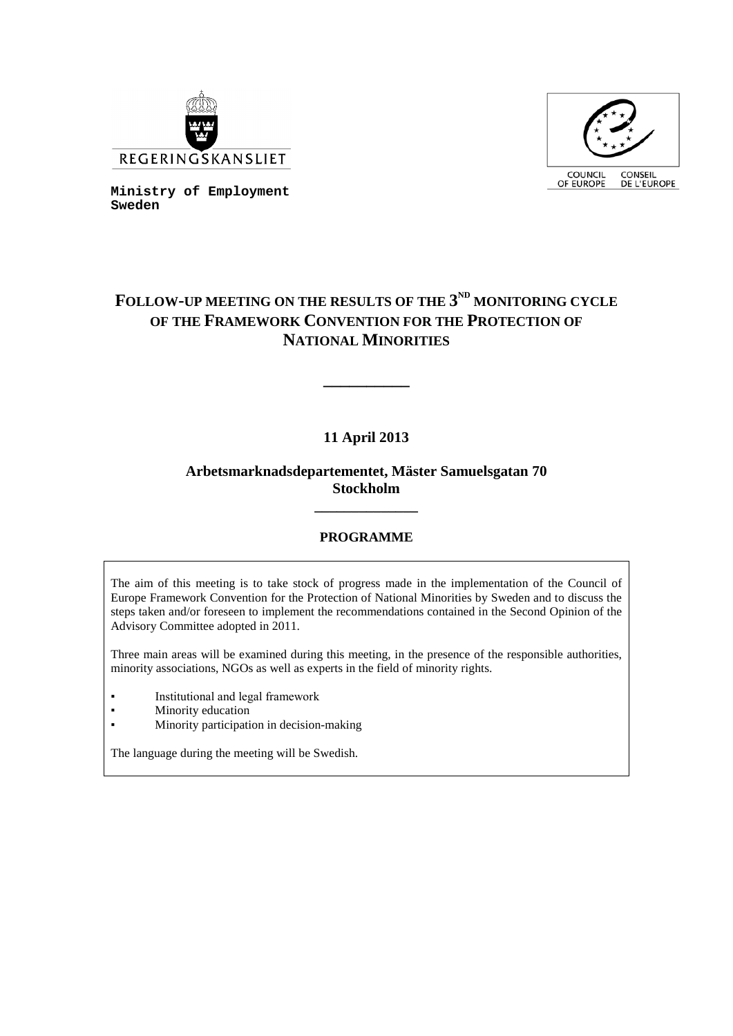REGERINGSKANSLIET

**Ministry of Employment**
**Sweden**

COUNCIL OF EUROPE — CONSEIL DE L'EUROPE

# FOLLOW-UP MEETING ON THE RESULTS OF THE 3[ND] MONITORING CYCLE OF THE FRAMEWORK CONVENTION FOR THE PROTECTION OF NATIONAL MINORITIES

---

**11 April 2013**

**Arbetsmarknadsdepartementet, Mäster Samuelsgatan 70**
**Stockholm**

---

**PROGRAMME**

The aim of this meeting is to take stock of progress made in the implementation of the Council of Europe Framework Convention for the Protection of National Minorities by Sweden and to discuss the steps taken and/or foreseen to implement the recommendations contained in the Second Opinion of the Advisory Committee adopted in 2011.

Three main areas will be examined during this meeting, in the presence of the responsible authorities, minority associations, NGOs as well as experts in the field of minority rights.

- Institutional and legal framework
- Minority education
- Minority participation in decision-making

The language during the meeting will be Swedish.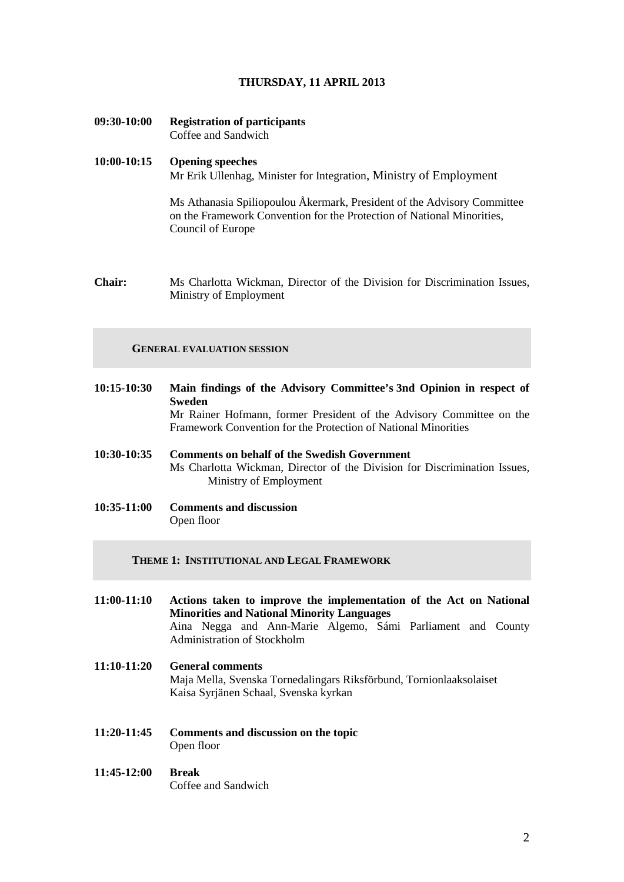**THURSDAY, 11 APRIL 2013**

**09:30-10:00** **Registration of participants**
Coffee and Sandwich

**10:00-10:15** **Opening speeches**
Mr Erik Ullenhag, Minister for Integration, Ministry of Employment

Ms Athanasia Spiliopoulou Åkermark, President of the Advisory Committee on the Framework Convention for the Protection of National Minorities, Council of Europe

**Chair:** Ms Charlotta Wickman, Director of the Division for Discrimination Issues, Ministry of Employment

## GENERAL EVALUATION SESSION

**10:15-10:30** **Main findings of the Advisory Committee's 3nd Opinion in respect of Sweden**
Mr Rainer Hofmann, former President of the Advisory Committee on the Framework Convention for the Protection of National Minorities

**10:30-10:35** **Comments on behalf of the Swedish Government**
Ms Charlotta Wickman, Director of the Division for Discrimination Issues, Ministry of Employment

**10:35-11:00** **Comments and discussion**
Open floor

## THEME 1: INSTITUTIONAL AND LEGAL FRAMEWORK

**11:00-11:10** **Actions taken to improve the implementation of the Act on National Minorities and National Minority Languages**
Aina Negga and Ann-Marie Algemo, Sámi Parliament and County Administration of Stockholm

**11:10-11:20** **General comments**
Maja Mella, Svenska Tornedalingars Riksförbund, Tornionlaaksolaiset
Kaisa Syrjänen Schaal, Svenska kyrkan

**11:20-11:45** **Comments and discussion on the topic**
Open floor

**11:45-12:00** **Break**
Coffee and Sandwich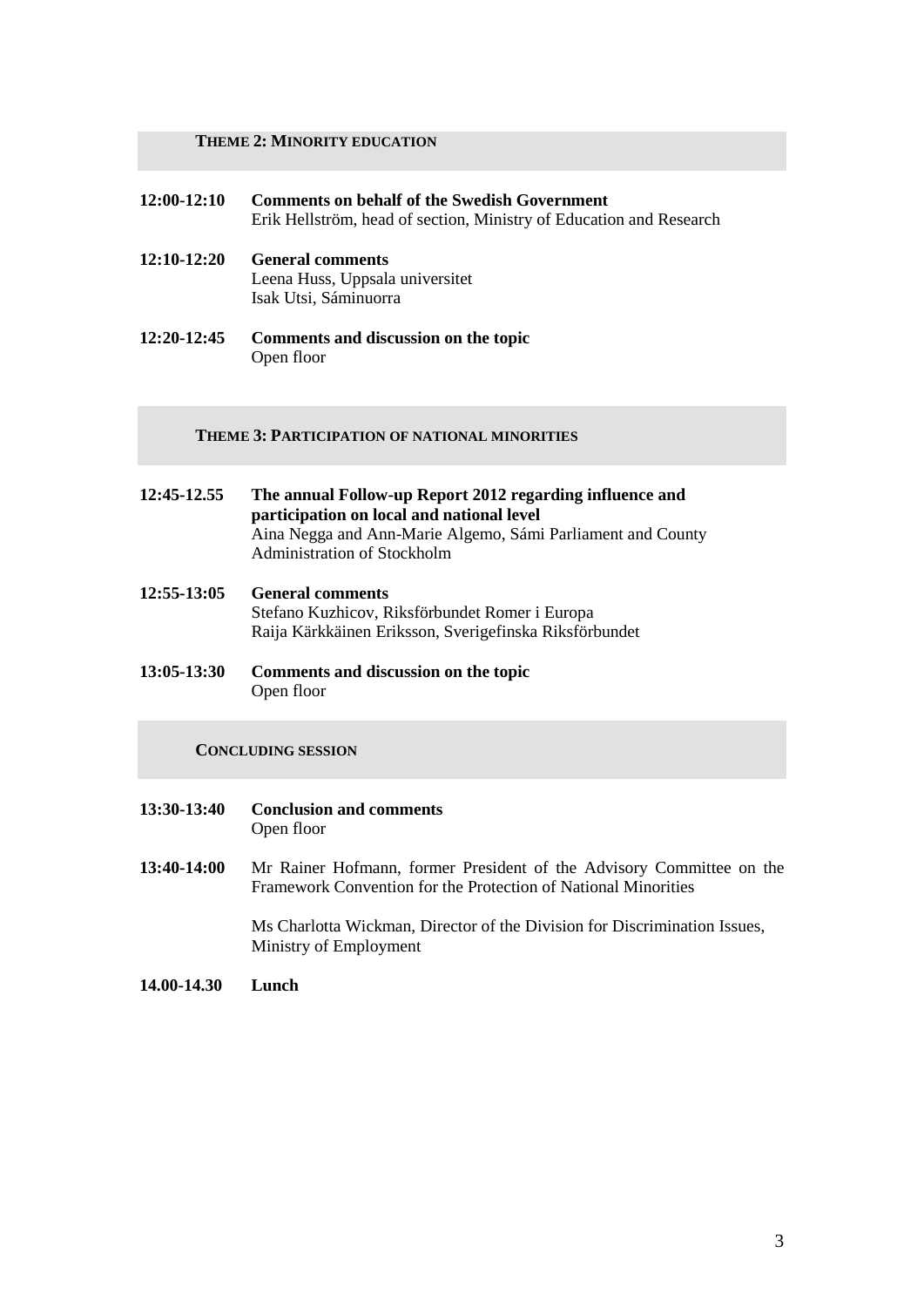### THEME 2: MINORITY EDUCATION

**12:00-12:10** **Comments on behalf of the Swedish Government**
Erik Hellström, head of section, Ministry of Education and Research

**12:10-12:20** **General comments**
Leena Huss, Uppsala universitet
Isak Utsi, Sáminuorra

**12:20-12:45** **Comments and discussion on the topic**
Open floor

### THEME 3: PARTICIPATION OF NATIONAL MINORITIES

**12:45-12.55** **The annual Follow-up Report 2012 regarding influence and participation on local and national level**
Aina Negga and Ann-Marie Algemo, Sámi Parliament and County Administration of Stockholm

**12:55-13:05** **General comments**
Stefano Kuzhicov, Riksförbundet Romer i Europa
Raija Kärkkäinen Eriksson, Sverigefinska Riksförbundet

**13:05-13:30** **Comments and discussion on the topic**
Open floor

### CONCLUDING SESSION

**13:30-13:40** **Conclusion and comments**
Open floor

**13:40-14:00** Mr Rainer Hofmann, former President of the Advisory Committee on the Framework Convention for the Protection of National Minorities

Ms Charlotta Wickman, Director of the Division for Discrimination Issues, Ministry of Employment

**14.00-14.30** **Lunch**